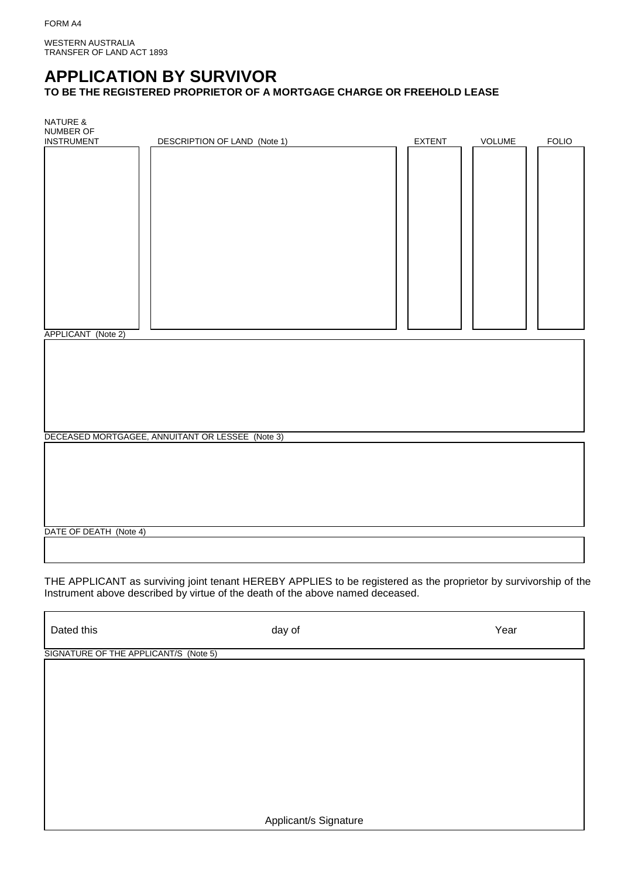FORM A4

WESTERN AUSTRALIA
TRANSFER OF LAND ACT 1893

# APPLICATION BY SURVIVOR

### TO BE THE REGISTERED PROPRIETOR OF A MORTGAGE CHARGE OR FREEHOLD LEASE

| NATURE & NUMBER OF INSTRUMENT | DESCRIPTION OF LAND (Note 1) | EXTENT | VOLUME | FOLIO |
|---|---|---|---|---|
| | | | | |

APPLICANT (Note 2)

DECEASED MORTGAGEE, ANNUITANT OR LESSEE (Note 3)

DATE OF DEATH (Note 4)

THE APPLICANT as surviving joint tenant HEREBY APPLIES to be registered as the proprietor by survivorship of the Instrument above described by virtue of the death of the above named deceased.

| Dated this | day of | Year |
|---|---|---|

SIGNATURE OF THE APPLICANT/S (Note 5)

Applicant/s Signature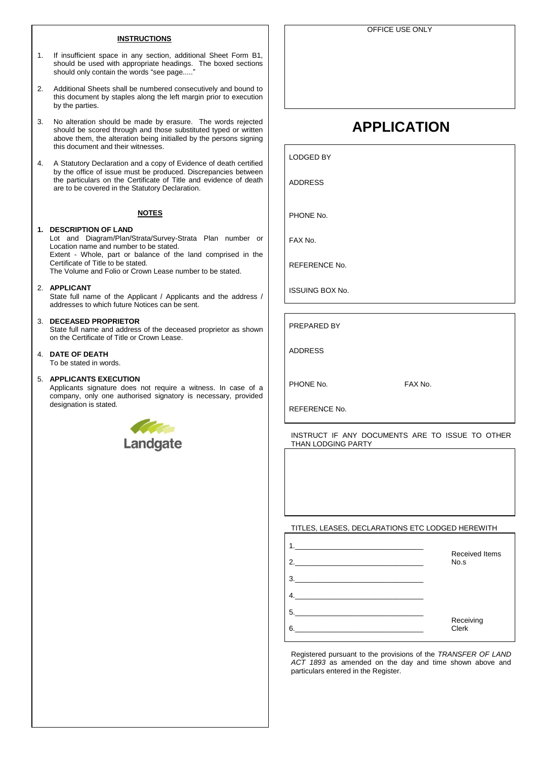## INSTRUCTIONS

1. If insufficient space in any section, additional Sheet Form B1, should be used with appropriate headings. The boxed sections should only contain the words "see page....."
2. Additional Sheets shall be numbered consecutively and bound to this document by staples along the left margin prior to execution by the parties.
3. No alteration should be made by erasure. The words rejected should be scored through and those substituted typed or written above them, the alteration being initialled by the persons signing this document and their witnesses.
4. A Statutory Declaration and a copy of Evidence of death certified by the office of issue must be produced. Discrepancies between the particulars on the Certificate of Title and evidence of death are to be covered in the Statutory Declaration.

## NOTES

1. **DESCRIPTION OF LAND**
   Lot and Diagram/Plan/Strata/Survey-Strata Plan number or Location name and number to be stated.
   Extent - Whole, part or balance of the land comprised in the Certificate of Title to be stated.
   The Volume and Folio or Crown Lease number to be stated.
2. **APPLICANT**
   State full name of the Applicant / Applicants and the address / addresses to which future Notices can be sent.
3. **DECEASED PROPRIETOR**
   State full name and address of the deceased proprietor as shown on the Certificate of Title or Crown Lease.
4. **DATE OF DEATH**
   To be stated in words.
5. **APPLICANTS EXECUTION**
   Applicants signature does not require a witness. In case of a company, only one authorised signatory is necessary, provided designation is stated.

Landgate

OFFICE USE ONLY

# APPLICATION

LODGED BY

ADDRESS

PHONE No.

FAX No.

REFERENCE No.

ISSUING BOX No.

PREPARED BY

ADDRESS

PHONE No. FAX No.

REFERENCE No.

INSTRUCT IF ANY DOCUMENTS ARE TO ISSUE TO OTHER THAN LODGING PARTY

TITLES, LEASES, DECLARATIONS ETC LODGED HEREWITH

1. ______________________________
2. ______________________________
3. ______________________________
4. ______________________________
5. ______________________________
6. ______________________________

Received Items No.s

Receiving Clerk

Registered pursuant to the provisions of the *TRANSFER OF LAND ACT 1893* as amended on the day and time shown above and particulars entered in the Register.